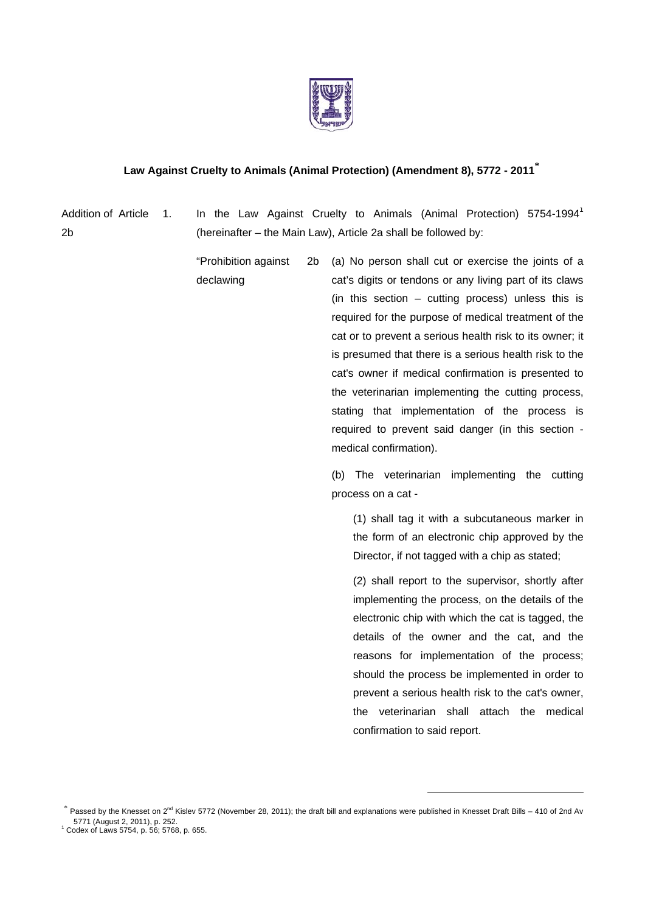## Law Against Cruelty to Animals (Animal Protection) (Amendment 8), 5772 - 2011*

Addition of Article 2b

1. In the Law Against Cruelty to Animals (Animal Protection) 5754-1994[1] (hereinafter – the Main Law), Article 2a shall be followed by:

"Prohibition against declawing

2b (a) No person shall cut or exercise the joints of a cat's digits or tendons or any living part of its claws (in this section – cutting process) unless this is required for the purpose of medical treatment of the cat or to prevent a serious health risk to its owner; it is presumed that there is a serious health risk to the cat's owner if medical confirmation is presented to the veterinarian implementing the cutting process, stating that implementation of the process is required to prevent said danger (in this section - medical confirmation).

(b) The veterinarian implementing the cutting process on a cat -

(1) shall tag it with a subcutaneous marker in the form of an electronic chip approved by the Director, if not tagged with a chip as stated;

(2) shall report to the supervisor, shortly after implementing the process, on the details of the electronic chip with which the cat is tagged, the details of the owner and the cat, and the reasons for implementation of the process; should the process be implemented in order to prevent a serious health risk to the cat's owner, the veterinarian shall attach the medical confirmation to said report.

---

\* Passed by the Knesset on 2nd Kislev 5772 (November 28, 2011); the draft bill and explanations were published in Knesset Draft Bills – 410 of 2nd Av 5771 (August 2, 2011), p. 252.

[1] Codex of Laws 5754, p. 56; 5768, p. 655.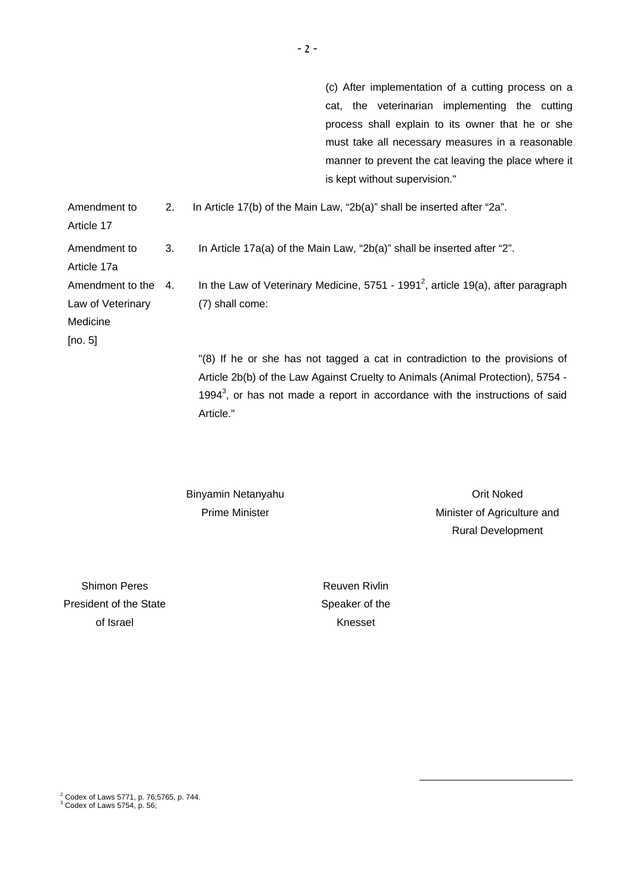(c) After implementation of a cutting process on a cat, the veterinarian implementing the cutting process shall explain to its owner that he or she must take all necessary measures in a reasonable manner to prevent the cat leaving the place where it is kept without supervision."

| | | |
|---|---|---|
| Amendment to Article 17 | 2. | In Article 17(b) of the Main Law, "2b(a)" shall be inserted after "2a". |
| Amendment to Article 17a | 3. | In Article 17a(a) of the Main Law, "2b(a)" shall be inserted after "2". |
| Amendment to the Law of Veterinary Medicine [no. 5] | 4. | In the Law of Veterinary Medicine, 5751 - 1991[2], article 19(a), after paragraph (7) shall come: |

"(8) If he or she has not tagged a cat in contradiction to the provisions of Article 2b(b) of the Law Against Cruelty to Animals (Animal Protection), 5754 - 1994[3], or has not made a report in accordance with the instructions of said Article."

Binyamin Netanyahu
Prime Minister

Orit Noked
Minister of Agriculture and Rural Development

Shimon Peres
President of the State of Israel

Reuven Rivlin
Speaker of the Knesset

---

[2] Codex of Laws 5771, p. 76;5765, p. 744.
[3] Codex of Laws 5754, p. 56;